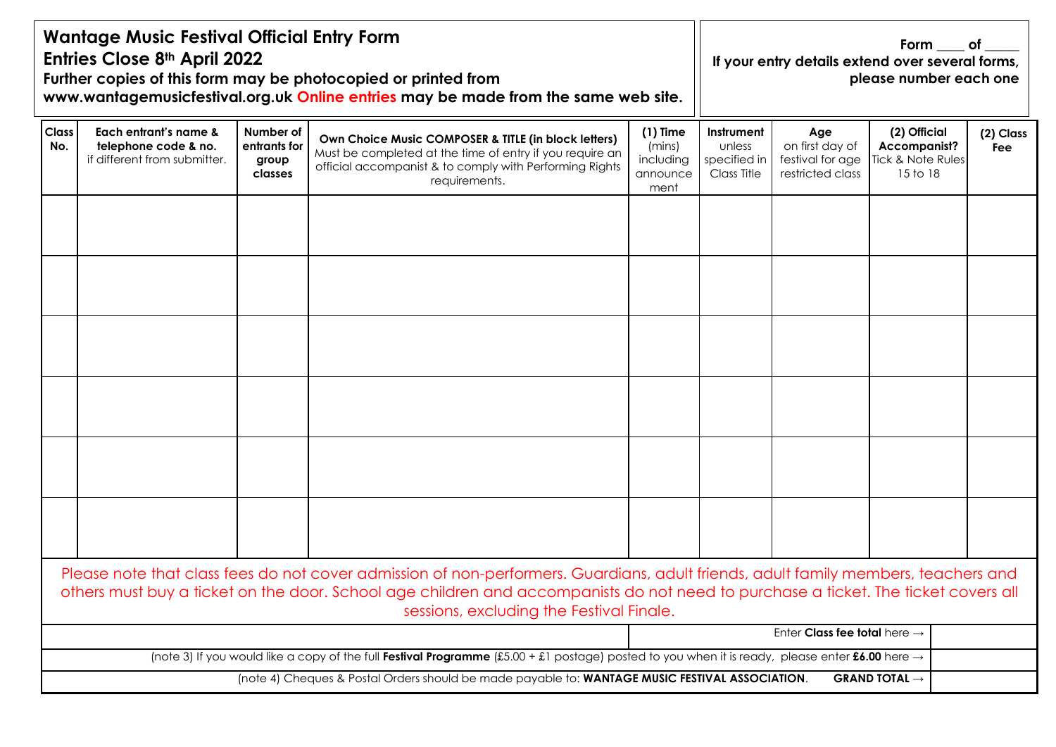# Wantage Music Festival Official Entry Form

**Entries Close 8th April 2022**

**Further copies of this form may be photocopied or printed from www.wantagemusicfestival.org.uk Online entries may be made from the same web site.**

**Form ____ of _____**
**If your entry details extend over several forms, please number each one**

| Class No. | Each entrant's name & telephone code & no. if different from submitter. | Number of entrants for group classes | Own Choice Music COMPOSER & TITLE (in block letters) Must be completed at the time of entry if you require an official accompanist & to comply with Performing Rights requirements. | (1) Time (mins) including announcement | Instrument unless specified in Class Title | Age on first day of festival for age restricted class | (2) Official Accompanist? Tick & Note Rules 15 to 18 | (2) Class Fee |
|---|---|---|---|---|---|---|---|---|
| | | | | | | | | |
| | | | | | | | | |
| | | | | | | | | |
| | | | | | | | | |
| | | | | | | | | |
| | | | | | | | | |

Please note that class fees do not cover admission of non-performers. Guardians, adult friends, adult family members, teachers and others must buy a ticket on the door. School age children and accompanists do not need to purchase a ticket. The ticket covers all sessions, excluding the Festival Finale.

| | |
|---|---|
| Enter **Class fee total** here → | |
| (note 3) If you would like a copy of the full **Festival Programme** (£5.00 + £1 postage) posted to you when it is ready, please enter **£6.00** here → | |
| (note 4) Cheques & Postal Orders should be made payable to: **WANTAGE MUSIC FESTIVAL ASSOCIATION**. **GRAND TOTAL →** | |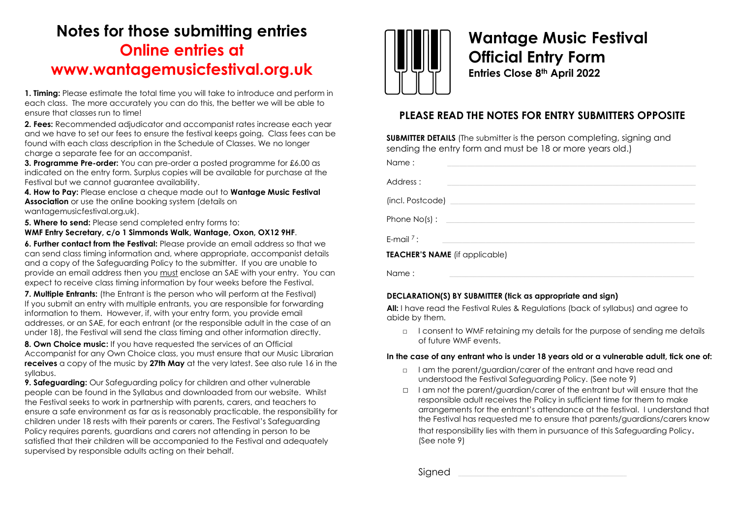# Notes for those submitting entries

## Online entries at www.wantagemusicfestival.org.uk

**1. Timing:** Please estimate the total time you will take to introduce and perform in each class. The more accurately you can do this, the better we will be able to ensure that classes run to time!

**2. Fees:** Recommended adjudicator and accompanist rates increase each year and we have to set our fees to ensure the festival keeps going. Class fees can be found with each class description in the Schedule of Classes. We no longer charge a separate fee for an accompanist.

**3. Programme Pre-order:** You can pre-order a posted programme for £6.00 as indicated on the entry form. Surplus copies will be available for purchase at the Festival but we cannot guarantee availability.

**4. How to Pay:** Please enclose a cheque made out to **Wantage Music Festival Association** or use the online booking system (details on wantagemusicfestival.org.uk).

**5. Where to send:** Please send completed entry forms to:
**WMF Entry Secretary, c/o 1 Simmonds Walk, Wantage, Oxon, OX12 9HF**.

**6. Further contact from the Festival:** Please provide an email address so that we can send class timing information and, where appropriate, accompanist details and a copy of the Safeguarding Policy to the submitter. If you are unable to provide an email address then you must enclose an SAE with your entry. You can expect to receive class timing information by four weeks before the Festival.

**7. Multiple Entrants:** (the Entrant is the person who will perform at the Festival) If you submit an entry with multiple entrants, you are responsible for forwarding information to them. However, if, with your entry form, you provide email addresses, or an SAE, for each entrant (or the responsible adult in the case of an under 18), the Festival will send the class timing and other information directly.

**8. Own Choice music:** If you have requested the services of an Official Accompanist for any Own Choice class, you must ensure that our Music Librarian **receives** a copy of the music by **27th May** at the very latest. See also rule 16 in the syllabus.

**9. Safeguarding:** Our Safeguarding policy for children and other vulnerable people can be found in the Syllabus and downloaded from our website. Whilst the Festival seeks to work in partnership with parents, carers, and teachers to ensure a safe environment as far as is reasonably practicable, the responsibility for children under 18 rests with their parents or carers. The Festival's Safeguarding Policy requires parents, guardians and carers not attending in person to be satisfied that their children will be accompanied to the Festival and adequately supervised by responsible adults acting on their behalf.

# Wantage Music Festival Official Entry Form

**Entries Close 8th April 2022**

## PLEASE READ THE NOTES FOR ENTRY SUBMITTERS OPPOSITE

**SUBMITTER DETAILS** (The submitter is the person completing, signing and sending the entry form and must be 18 or more years old.)

Name : ______________________________

Address : ______________________________

(incl. Postcode) ______________________________

Phone No(s) : ______________________________

E-mail [7] : ______________________________

**TEACHER'S NAME** (if applicable)

Name : ______________________________

**DECLARATION(S) BY SUBMITTER (tick as appropriate and sign)**

**All:** I have read the Festival Rules & Regulations (back of syllabus) and agree to abide by them.

- □ I consent to WMF retaining my details for the purpose of sending me details of future WMF events.

**In the case of any entrant who is under 18 years old or a vulnerable adult, tick one of:**

- □ I am the parent/guardian/carer of the entrant and have read and understood the Festival Safeguarding Policy. (See note 9)
- □ I am not the parent/guardian/carer of the entrant but will ensure that the responsible adult receives the Policy in sufficient time for them to make arrangements for the entrant's attendance at the festival. I understand that the Festival has requested me to ensure that parents/guardians/carers know that responsibility lies with them in pursuance of this Safeguarding Policy. (See note 9)

Signed ______________________________